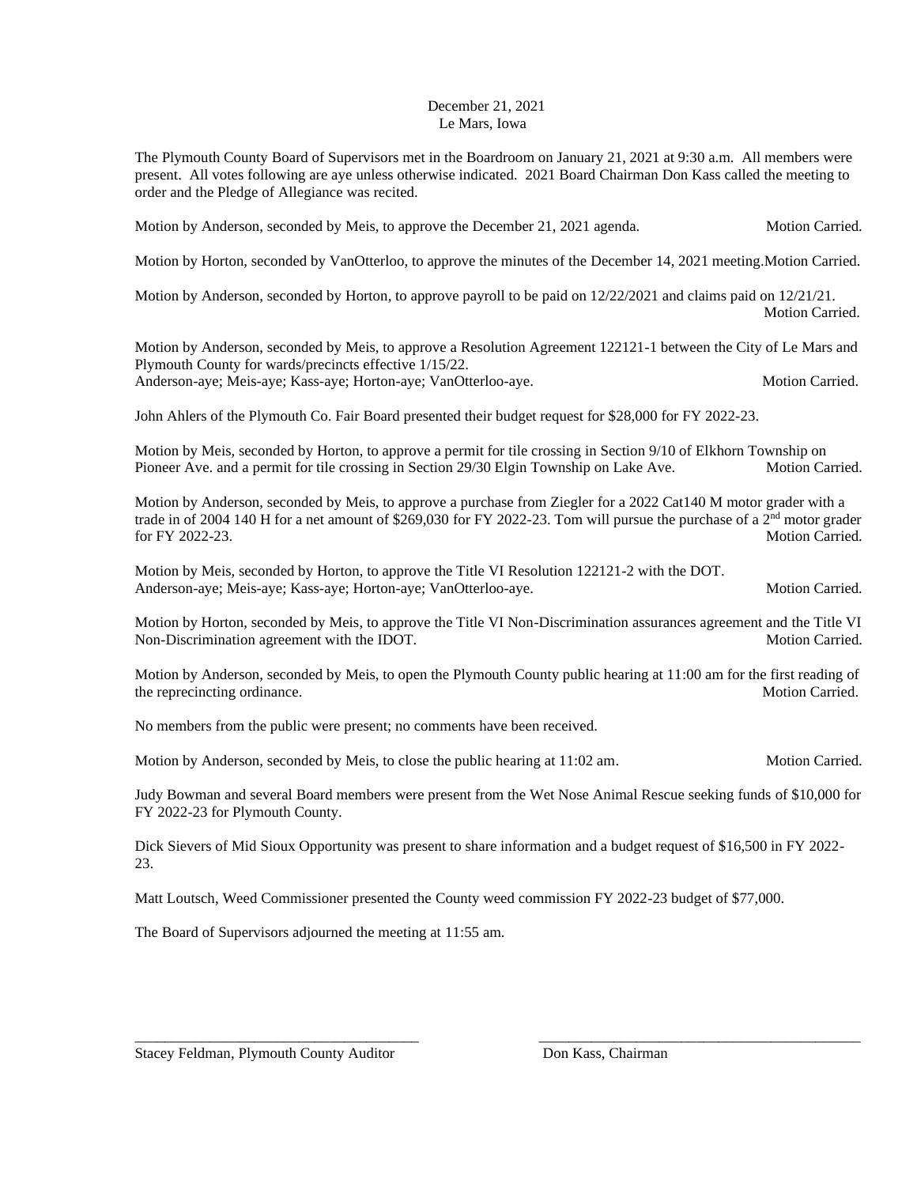December 21, 2021
Le Mars, Iowa

The Plymouth County Board of Supervisors met in the Boardroom on January 21, 2021 at 9:30 a.m. All members were present. All votes following are aye unless otherwise indicated. 2021 Board Chairman Don Kass called the meeting to order and the Pledge of Allegiance was recited.

Motion by Anderson, seconded by Meis, to approve the December 21, 2021 agenda. Motion Carried.

Motion by Horton, seconded by VanOtterloo, to approve the minutes of the December 14, 2021 meeting. Motion Carried.

Motion by Anderson, seconded by Horton, to approve payroll to be paid on 12/22/2021 and claims paid on 12/21/21. Motion Carried.

Motion by Anderson, seconded by Meis, to approve a Resolution Agreement 122121-1 between the City of Le Mars and Plymouth County for wards/precincts effective 1/15/22.
Anderson-aye; Meis-aye; Kass-aye; Horton-aye; VanOtterloo-aye. Motion Carried.

John Ahlers of the Plymouth Co. Fair Board presented their budget request for $28,000 for FY 2022-23.

Motion by Meis, seconded by Horton, to approve a permit for tile crossing in Section 9/10 of Elkhorn Township on Pioneer Ave. and a permit for tile crossing in Section 29/30 Elgin Township on Lake Ave. Motion Carried.

Motion by Anderson, seconded by Meis, to approve a purchase from Ziegler for a 2022 Cat140 M motor grader with a trade in of 2004 140 H for a net amount of $269,030 for FY 2022-23. Tom will pursue the purchase of a 2nd motor grader for FY 2022-23. Motion Carried.

Motion by Meis, seconded by Horton, to approve the Title VI Resolution 122121-2 with the DOT.
Anderson-aye; Meis-aye; Kass-aye; Horton-aye; VanOtterloo-aye. Motion Carried.

Motion by Horton, seconded by Meis, to approve the Title VI Non-Discrimination assurances agreement and the Title VI Non-Discrimination agreement with the IDOT. Motion Carried.

Motion by Anderson, seconded by Meis, to open the Plymouth County public hearing at 11:00 am for the first reading of the reprecincting ordinance. Motion Carried.

No members from the public were present; no comments have been received.

Motion by Anderson, seconded by Meis, to close the public hearing at 11:02 am. Motion Carried.

Judy Bowman and several Board members were present from the Wet Nose Animal Rescue seeking funds of $10,000 for FY 2022-23 for Plymouth County.

Dick Sievers of Mid Sioux Opportunity was present to share information and a budget request of $16,500 in FY 2022-23.

Matt Loutsch, Weed Commissioner presented the County weed commission FY 2022-23 budget of $77,000.

The Board of Supervisors adjourned the meeting at 11:55 am.

\_\_\_\_\_\_\_\_\_\_\_\_\_\_\_\_\_\_\_\_\_\_\_\_\_\_\_\_\_\_\_\_\_\_\_\_\_\_\_\_
Stacey Feldman, Plymouth County Auditor

\_\_\_\_\_\_\_\_\_\_\_\_\_\_\_\_\_\_\_\_\_\_\_\_\_\_\_\_\_\_\_\_\_\_\_\_\_\_\_\_
Don Kass, Chairman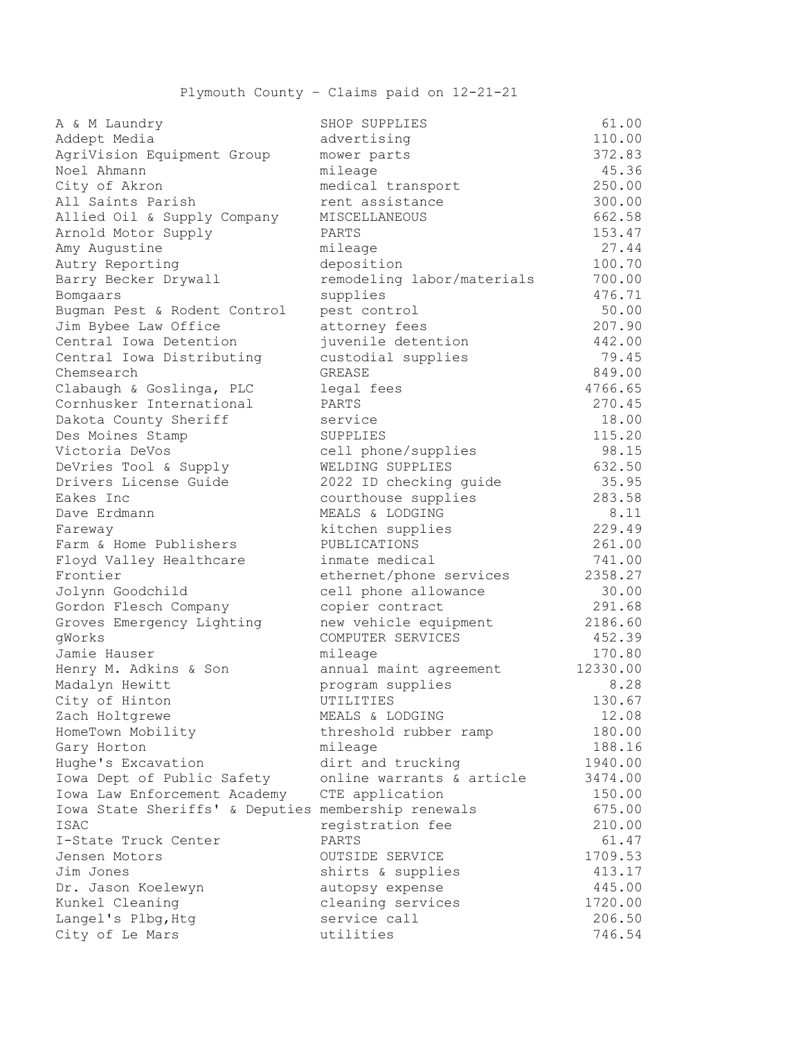Plymouth County – Claims paid on 12-21-21

| | | |
|---|---|---|
| A & M Laundry | SHOP SUPPLIES | 61.00 |
| Addept Media | advertising | 110.00 |
| AgriVision Equipment Group | mower parts | 372.83 |
| Noel Ahmann | mileage | 45.36 |
| City of Akron | medical transport | 250.00 |
| All Saints Parish | rent assistance | 300.00 |
| Allied Oil & Supply Company | MISCELLANEOUS | 662.58 |
| Arnold Motor Supply | PARTS | 153.47 |
| Amy Augustine | mileage | 27.44 |
| Autry Reporting | deposition | 100.70 |
| Barry Becker Drywall | remodeling labor/materials | 700.00 |
| Bomgaars | supplies | 476.71 |
| Bugman Pest & Rodent Control | pest control | 50.00 |
| Jim Bybee Law Office | attorney fees | 207.90 |
| Central Iowa Detention | juvenile detention | 442.00 |
| Central Iowa Distributing | custodial supplies | 79.45 |
| Chemsearch | GREASE | 849.00 |
| Clabaugh & Goslinga, PLC | legal fees | 4766.65 |
| Cornhusker International | PARTS | 270.45 |
| Dakota County Sheriff | service | 18.00 |
| Des Moines Stamp | SUPPLIES | 115.20 |
| Victoria DeVos | cell phone/supplies | 98.15 |
| DeVries Tool & Supply | WELDING SUPPLIES | 632.50 |
| Drivers License Guide | 2022 ID checking guide | 35.95 |
| Eakes Inc | courthouse supplies | 283.58 |
| Dave Erdmann | MEALS & LODGING | 8.11 |
| Fareway | kitchen supplies | 229.49 |
| Farm & Home Publishers | PUBLICATIONS | 261.00 |
| Floyd Valley Healthcare | inmate medical | 741.00 |
| Frontier | ethernet/phone services | 2358.27 |
| Jolynn Goodchild | cell phone allowance | 30.00 |
| Gordon Flesch Company | copier contract | 291.68 |
| Groves Emergency Lighting | new vehicle equipment | 2186.60 |
| gWorks | COMPUTER SERVICES | 452.39 |
| Jamie Hauser | mileage | 170.80 |
| Henry M. Adkins & Son | annual maint agreement | 12330.00 |
| Madalyn Hewitt | program supplies | 8.28 |
| City of Hinton | UTILITIES | 130.67 |
| Zach Holtgrewe | MEALS & LODGING | 12.08 |
| HomeTown Mobility | threshold rubber ramp | 180.00 |
| Gary Horton | mileage | 188.16 |
| Hughe's Excavation | dirt and trucking | 1940.00 |
| Iowa Dept of Public Safety | online warrants & article | 3474.00 |
| Iowa Law Enforcement Academy | CTE application | 150.00 |
| Iowa State Sheriffs' & Deputies | membership renewals | 675.00 |
| ISAC | registration fee | 210.00 |
| I-State Truck Center | PARTS | 61.47 |
| Jensen Motors | OUTSIDE SERVICE | 1709.53 |
| Jim Jones | shirts & supplies | 413.17 |
| Dr. Jason Koelewyn | autopsy expense | 445.00 |
| Kunkel Cleaning | cleaning services | 1720.00 |
| Langel's Plbg,Htg | service call | 206.50 |
| City of Le Mars | utilities | 746.54 |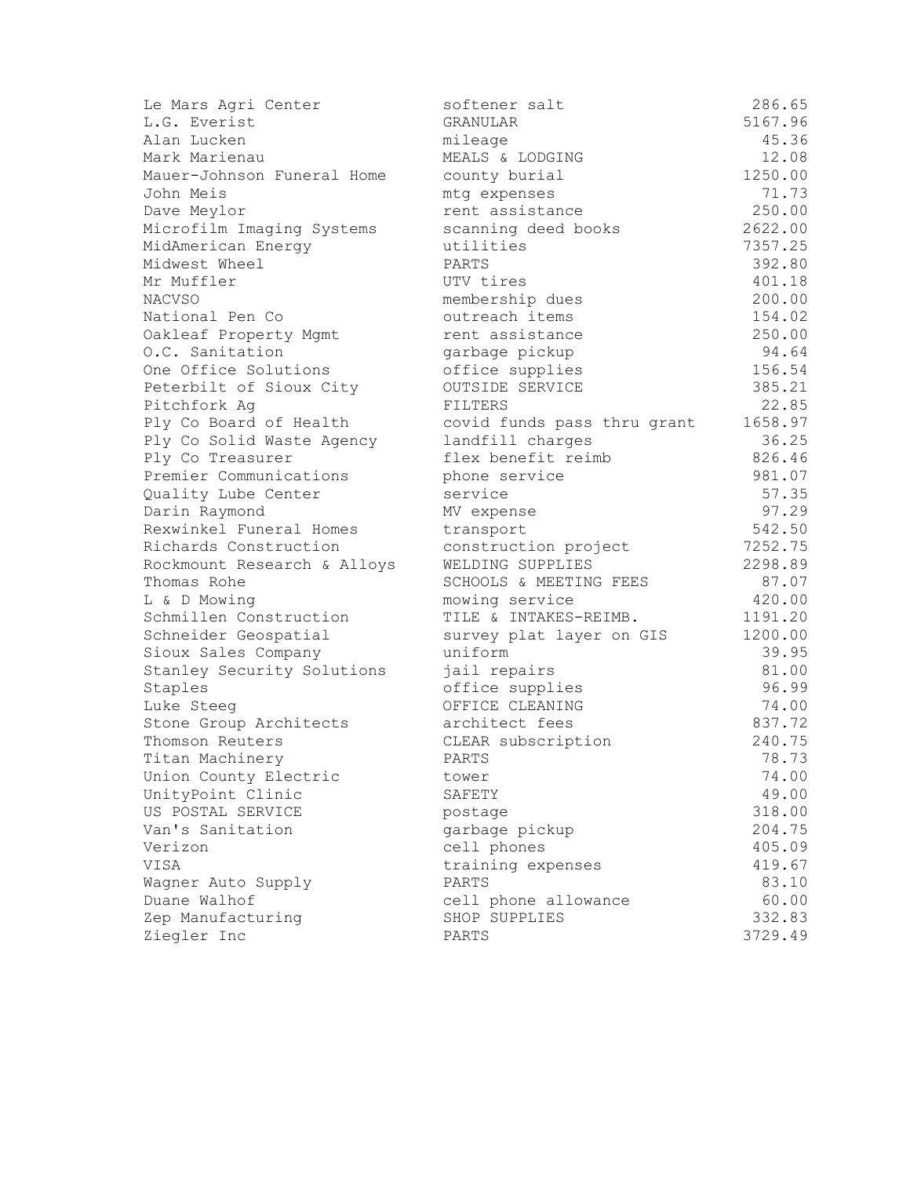| | | |
|---|---|---|
| Le Mars Agri Center | softener salt | 286.65 |
| L.G. Everist | GRANULAR | 5167.96 |
| Alan Lucken | mileage | 45.36 |
| Mark Marienau | MEALS & LODGING | 12.08 |
| Mauer-Johnson Funeral Home | county burial | 1250.00 |
| John Meis | mtg expenses | 71.73 |
| Dave Meylor | rent assistance | 250.00 |
| Microfilm Imaging Systems | scanning deed books | 2622.00 |
| MidAmerican Energy | utilities | 7357.25 |
| Midwest Wheel | PARTS | 392.80 |
| Mr Muffler | UTV tires | 401.18 |
| NACVSO | membership dues | 200.00 |
| National Pen Co | outreach items | 154.02 |
| Oakleaf Property Mgmt | rent assistance | 250.00 |
| O.C. Sanitation | garbage pickup | 94.64 |
| One Office Solutions | office supplies | 156.54 |
| Peterbilt of Sioux City | OUTSIDE SERVICE | 385.21 |
| Pitchfork Ag | FILTERS | 22.85 |
| Ply Co Board of Health | covid funds pass thru grant | 1658.97 |
| Ply Co Solid Waste Agency | landfill charges | 36.25 |
| Ply Co Treasurer | flex benefit reimb | 826.46 |
| Premier Communications | phone service | 981.07 |
| Quality Lube Center | service | 57.35 |
| Darin Raymond | MV expense | 97.29 |
| Rexwinkel Funeral Homes | transport | 542.50 |
| Richards Construction | construction project | 7252.75 |
| Rockmount Research & Alloys | WELDING SUPPLIES | 2298.89 |
| Thomas Rohe | SCHOOLS & MEETING FEES | 87.07 |
| L & D Mowing | mowing service | 420.00 |
| Schmillen Construction | TILE & INTAKES-REIMB. | 1191.20 |
| Schneider Geospatial | survey plat layer on GIS | 1200.00 |
| Sioux Sales Company | uniform | 39.95 |
| Stanley Security Solutions | jail repairs | 81.00 |
| Staples | office supplies | 96.99 |
| Luke Steeg | OFFICE CLEANING | 74.00 |
| Stone Group Architects | architect fees | 837.72 |
| Thomson Reuters | CLEAR subscription | 240.75 |
| Titan Machinery | PARTS | 78.73 |
| Union County Electric | tower | 74.00 |
| UnityPoint Clinic | SAFETY | 49.00 |
| US POSTAL SERVICE | postage | 318.00 |
| Van's Sanitation | garbage pickup | 204.75 |
| Verizon | cell phones | 405.09 |
| VISA | training expenses | 419.67 |
| Wagner Auto Supply | PARTS | 83.10 |
| Duane Walhof | cell phone allowance | 60.00 |
| Zep Manufacturing | SHOP SUPPLIES | 332.83 |
| Ziegler Inc | PARTS | 3729.49 |